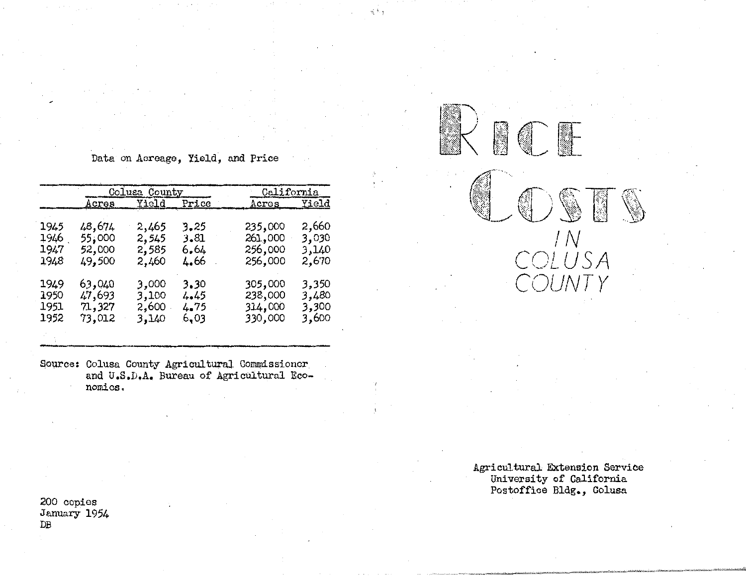Data on Acreage, Yield, and Price

| | Colusa County | | | California | |
|---|---|---|---|---|---|
| | Acres | Yield | Price | Acres | Yield |
| 1945 | 48,674 | 2,465 | 3.25 | 235,000 | 2,660 |
| 1946 | 55,000 | 2,545 | 3.81 | 261,000 | 3,030 |
| 1947 | 52,000 | 2,585 | 6.64 | 256,000 | 3,140 |
| 1948 | 49,500 | 2,460 | 4.66 | 256,000 | 2,670 |
| 1949 | 63,040 | 3,000 | 3.30 | 305,000 | 3,350 |
| 1950 | 47,693 | 3,100 | 4.45 | 238,000 | 3,480 |
| 1951 | 71,327 | 2,600 | 4.75 | 314,000 | 3,300 |
| 1952 | 73,012 | 3,140 | 6.03 | 330,000 | 3,600 |

Source: Colusa County Agricultural Commissioner and U.S.D.A. Bureau of Agricultural Economics.

200 copies
January 1954
DB

# RICE COSTS

## IN COLUSA COUNTY

Agricultural Extension Service
University of California
Postoffice Bldg., Colusa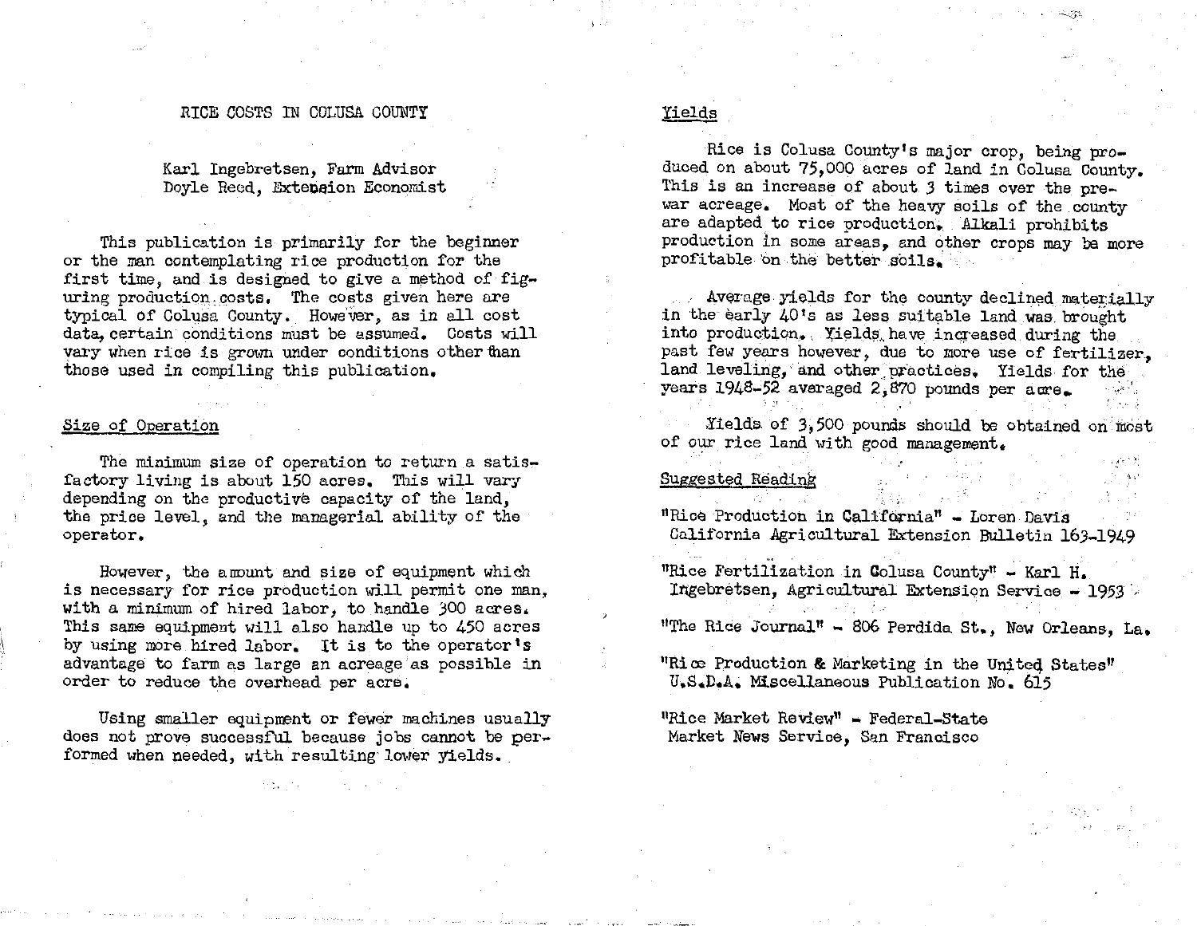# RICE COSTS IN COLUSA COUNTY

Karl Ingebretsen, Farm Advisor
Doyle Reed, Extension Economist

This publication is primarily for the beginner or the man contemplating rice production for the first time, and is designed to give a method of figuring production costs. The costs given here are typical of Colusa County. However, as in all cost data, certain conditions must be assumed. Costs will vary when rice is grown under conditions other than those used in compiling this publication.

## Size of Operation

The minimum size of operation to return a satisfactory living is about 150 acres. This will vary depending on the productive capacity of the land, the price level, and the managerial ability of the operator.

However, the amount and size of equipment which is necessary for rice production will permit one man, with a minimum of hired labor, to handle 300 acres. This same equipment will also handle up to 450 acres by using more hired labor. It is to the operator's advantage to farm as large an acreage as possible in order to reduce the overhead per acre.

Using smaller equipment or fewer machines usually does not prove successful because jobs cannot be performed when needed, with resulting lower yields.

## Yields

Rice is Colusa County's major crop, being produced on about 75,000 acres of land in Colusa County. This is an increase of about 3 times over the pre-war acreage. Most of the heavy soils of the county are adapted to rice production. Alkali prohibits production in some areas, and other crops may be more profitable on the better soils.

Average yields for the county declined materially in the early 40's as less suitable land was brought into production. Yields have increased during the past few years however, due to more use of fertilizer, land leveling, and other practices. Yields for the years 1948-52 averaged 2,870 pounds per acre.

Yields of 3,500 pounds should be obtained on most of our rice land with good management.

## Suggested Reading

"Rice Production in California" - Loren Davis
California Agricultural Extension Bulletin 163-1949

"Rice Fertilization in Colusa County" - Karl H. Ingebretsen, Agricultural Extension Service - 1953

"The Rice Journal" - 806 Perdida St., New Orleans, La.

"Rice Production & Marketing in the United States"
U.S.D.A. Miscellaneous Publication No. 615

"Rice Market Review" - Federal-State
Market News Service, San Francisco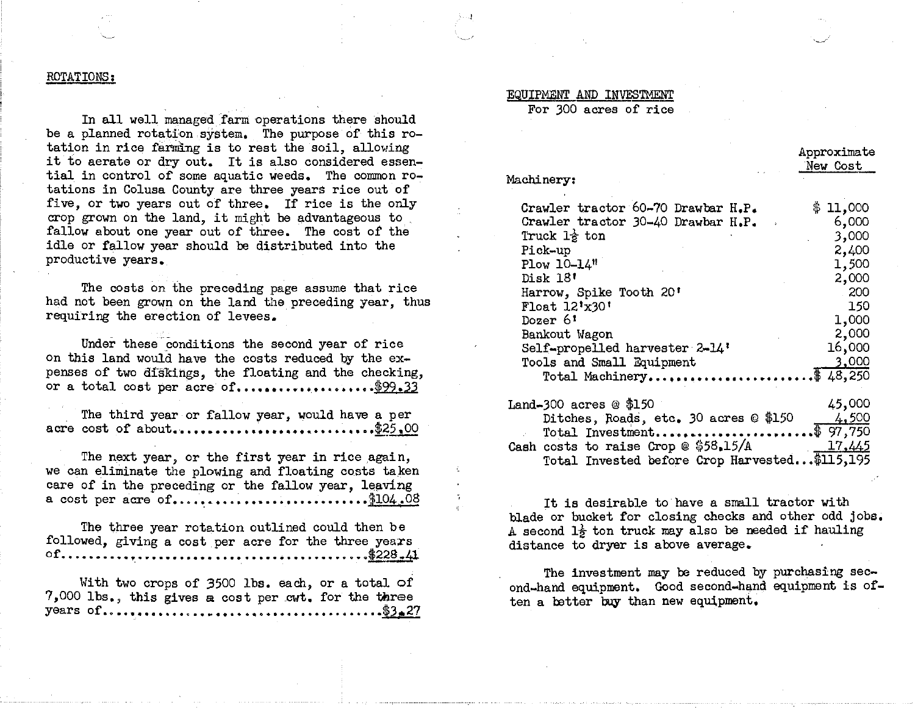## ROTATIONS:

In all well managed farm operations there should be a planned rotation system. The purpose of this rotation in rice farming is to rest the soil, allowing it to aerate or dry out. It is also considered essential in control of some aquatic weeds. The common rotations in Colusa County are three years rice out of five, or two years out of three. If rice is the only crop grown on the land, it might be advantageous to fallow about one year out of three. The cost of the idle or fallow year should be distributed into the productive years.

The costs on the preceding page assume that rice had not been grown on the land the preceding year, thus requiring the erection of levees.

Under these conditions the second year of rice on this land would have the costs reduced by the expenses of two diskings, the floating and the checking, or a total cost per acre of..................$99.33

The third year or fallow year, would have a per acre cost of about...........................$25.00

The next year, or the first year in rice again, we can eliminate the plowing and floating costs taken care of in the preceding or the fallow year, leaving a cost per acre of.........................$104.08

The three year rotation outlined could then be followed, giving a cost per acre for the three years of........................................$228.41

With two crops of 3500 lbs. each, or a total of 7,000 lbs., this gives a cost per cwt. for the three years of.....................................$3.27

## EQUIPMENT AND INVESTMENT

For 300 acres of rice

| | Approximate New Cost |
|---|---|
| **Machinery:** | |
| Crawler tractor 60-70 Drawbar H.P. | $ 11,000 |
| Crawler tractor 30-40 Drawbar H.P. | 6,000 |
| Truck 1½ ton | 3,000 |
| Pick-up | 2,400 |
| Plow 10-14" | 1,500 |
| Disk 18' | 2,000 |
| Harrow, Spike Tooth 20' | 200 |
| Float 12'x30' | 150 |
| Dozer 6' | 1,000 |
| Bankout Wagon | 2,000 |
| Self-propelled harvester 2-14' | 16,000 |
| Tools and Small Equipment | 3,000 |
| Total Machinery...................... | $ 48,250 |
| Land-300 acres @ $150 | 45,000 |
| Ditches, Roads, etc. 30 acres @ $150 | 4,500 |
| Total Investment...................... | $ 97,750 |
| Cash costs to raise Crop @ $58.15/A | 17,445 |
| Total Invested before Crop Harvested... | $115,195 |

It is desirable to have a small tractor with blade or bucket for closing checks and other odd jobs. A second 1½ ton truck may also be needed if hauling distance to dryer is above average.

The investment may be reduced by purchasing second-hand equipment. Good second-hand equipment is often a better buy than new equipment.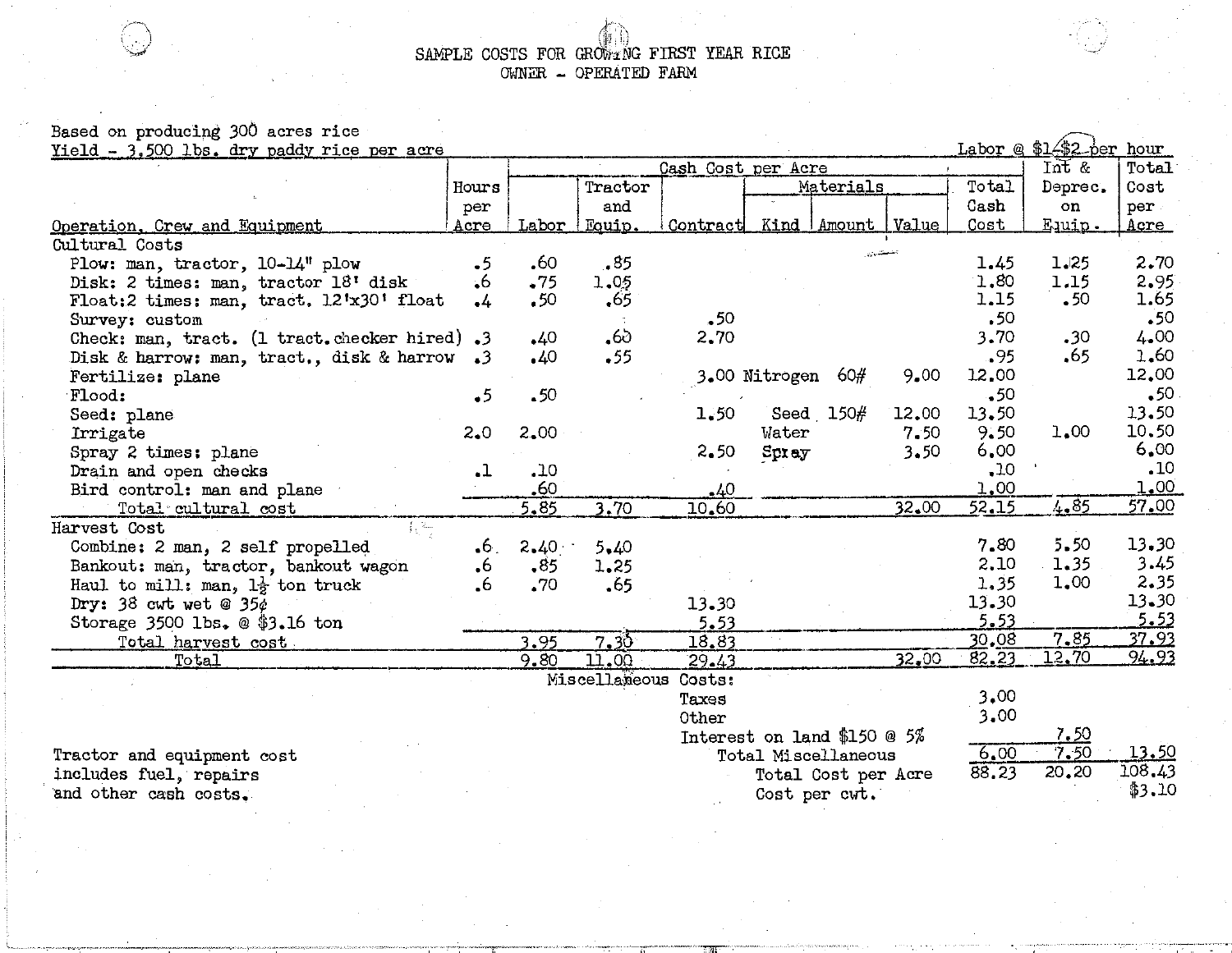# SAMPLE COSTS FOR GROWING FIRST YEAR RICE
## OWNER - OPERATED FARM

Based on producing 300 acres rice
Yield - 3,500 lbs. dry paddy rice per acre

Labor @ $1.$2 per hour

| Operation, Crew and Equipment | Hours per Acre | Cash Cost per Acre | | | | | | | Int & Deprec. on Equip. | Total Cost per Acre |
|---|---|---|---|---|---|---|---|---|---|---|
| | | Labor | Tractor and Equip. | Contract | Materials | | | Total Cash Cost | | |
| | | | | | Kind | Amount | Value | | | |
| **Cultural Costs** | | | | | | | | | | |
| Plow: man, tractor, 10-14" plow | .5 | .60 | .85 | | | | | 1.45 | 1.25 | 2.70 |
| Disk: 2 times: man, tractor 18' disk | .6 | .75 | 1.05 | | | | | 1.80 | 1.15 | 2.95 |
| Float: 2 times: man, tract. 12'x30' float | .4 | .50 | .65 | | | | | 1.15 | .50 | 1.65 |
| Survey: custom | | | | .50 | | | | .50 | | .50 |
| Check: man, tract. (1 tract. checker hired) | .3 | .40 | .60 | 2.70 | | | | 3.70 | .30 | 4.00 |
| Disk & harrow: man, tract., disk & harrow | .3 | .40 | .55 | | | | | .95 | .65 | 1.60 |
| Fertilize: plane | | | | 3.00 | Nitrogen | 60# | 9.00 | 12.00 | | 12.00 |
| Flood: | .5 | .50 | | | | | | .50 | | .50 |
| Seed: plane | | | | 1.50 | Seed | 150# | 12.00 | 13.50 | | 13.50 |
| Irrigate | 2.0 | 2.00 | | | Water | | 7.50 | 9.50 | 1.00 | 10.50 |
| Spray 2 times: plane | | | | 2.50 | Spray | | 3.50 | 6.00 | | 6.00 |
| Drain and open checks | .1 | .10 | | | | | | .10 | | .10 |
| Bird control: man and plane | | .60 | | .40 | | | | 1.00 | | 1.00 |
| Total cultural cost | | 5.85 | 3.70 | 10.60 | | | 32.00 | 52.15 | 4.85 | 57.00 |
| **Harvest Cost** | | | | | | | | | | |
| Combine: 2 man, 2 self propelled | .6 | 2.40 | 5.40 | | | | | 7.80 | 5.50 | 13.30 |
| Bankout: man, tractor, bankout wagon | .6 | .85 | 1.25 | | | | | 2.10 | 1.35 | 3.45 |
| Haul to mill: man, 1½ ton truck | .6 | .70 | .65 | | | | | 1.35 | 1.00 | 2.35 |
| Dry: 38 cwt wet @ 35¢ | | | | 13.30 | | | | 13.30 | | 13.30 |
| Storage 3500 lbs. @ $3.16 ton | | | | 5.53 | | | | 5.53 | | 5.53 |
| Total harvest cost | | 3.95 | 7.30 | 18.83 | | | | 30.08 | 7.85 | 37.93 |
| Total | | 9.80 | 11.00 | 29.43 | | | 32.00 | 82.23 | 12.70 | 94.93 |
| Miscellaneous Costs: | | | | | | | | | | |
| Taxes | | | | | | | | 3.00 | | |
| Other | | | | | | | | 3.00 | | |
| Interest on land $150 @ 5% | | | | | | | | | 7.50 | |
| Total Miscellaneous | | | | | | | | 6.00 | 7.50 | 13.50 |
| Total Cost per Acre | | | | | | | | 88.23 | 20.20 | 108.43 |
| Cost per cwt. | | | | | | | | | | $3.10 |

Tractor and equipment cost includes fuel, repairs and other cash costs.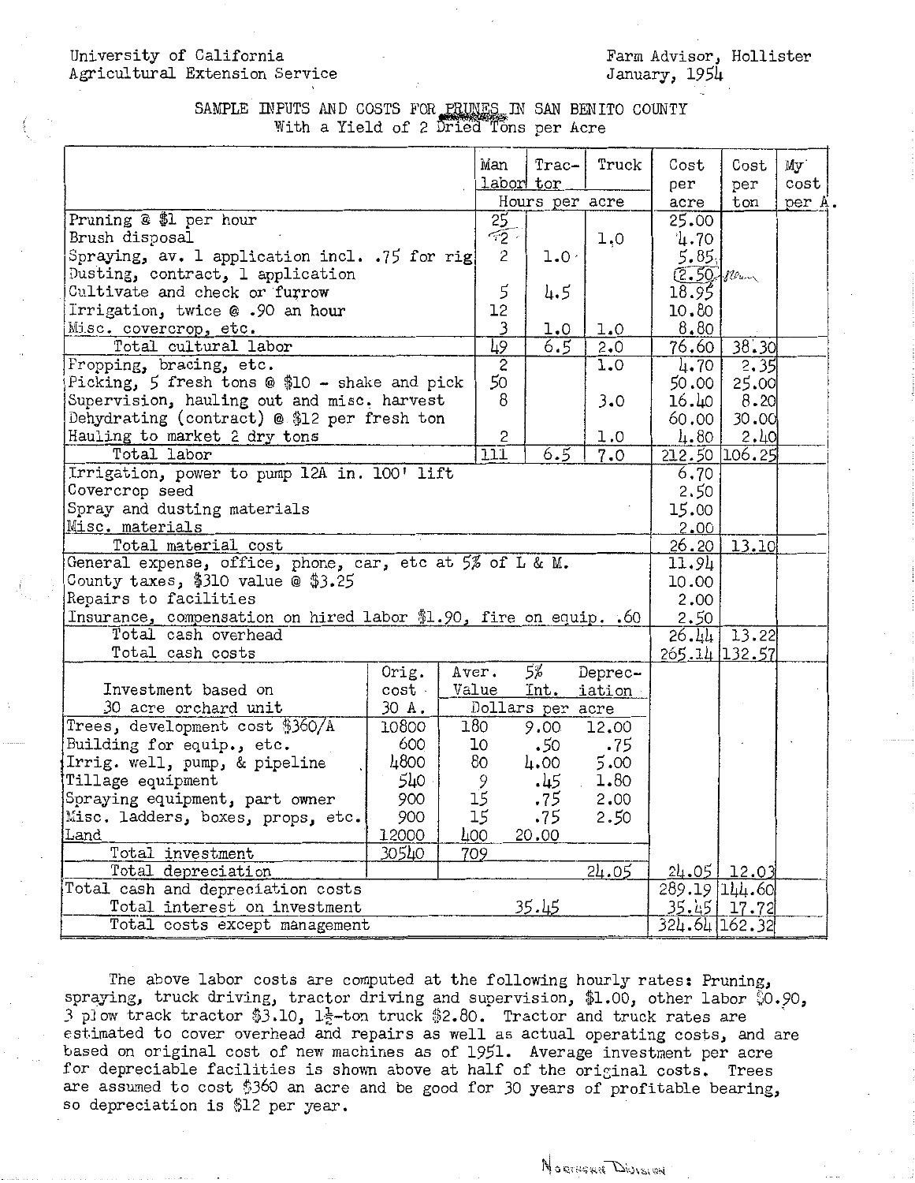University of California
Agricultural Extension Service

Farm Advisor, Hollister
January, 1954

SAMPLE INPUTS AND COSTS FOR PRUNES IN SAN BENITO COUNTY
With a Yield of 2 Dried Tons per Acre

| | Man labor | Tractor | Truck | Cost per acre | Cost per ton | My cost per A. |
|---|---|---|---|---|---|---|
| | Hours per acre | | | | | |
| Pruning @ $1 per hour | 25 | | | 25.00 | | |
| Brush disposal | 2 | | 1.0 | 4.70 | | |
| Spraying, av. 1 application incl. .75 for rig | 2 | 1.0 | | 5.85 | | |
| Dusting, contract, 1 application | | | | 2.50 | | |
| Cultivate and check or furrow | 5 | 4.5 | | 18.95 | | |
| Irrigation, twice @ .90 an hour | 12 | | | 10.80 | | |
| Misc. covercrop, etc. | 3 | 1.0 | 1.0 | 8.80 | | |
| Total cultural labor | 49 | 6.5 | 2.0 | 76.60 | 38.30 | |
| Propping, bracing, etc. | 2 | | 1.0 | 4.70 | 2.35 | |
| Picking, 5 fresh tons @ $10 - shake and pick | 50 | | | 50.00 | 25.00 | |
| Supervision, hauling out and misc. harvest | 8 | | 3.0 | 16.40 | 8.20 | |
| Dehydrating (contract) @ $12 per fresh ton | | | | 60.00 | 30.00 | |
| Hauling to market 2 dry tons | 2 | | 1.0 | 4.80 | 2.40 | |
| Total labor | 111 | 6.5 | 7.0 | 212.50 | 106.25 | |
| Irrigation, power to pump 12A in. 100' lift | | | | 6.70 | | |
| Covercrop seed | | | | 2.50 | | |
| Spray and dusting materials | | | | 15.00 | | |
| Misc. materials | | | | 2.00 | | |
| Total material cost | | | | 26.20 | 13.10 | |
| General expense, office, phone, car, etc at 5% of L & M. | | | | 11.94 | | |
| County taxes, $310 value @ $3.25 | | | | 10.00 | | |
| Repairs to facilities | | | | 2.00 | | |
| Insurance, compensation on hired labor $1.90, fire on equip. .60 | | | | 2.50 | | |
| Total cash overhead | | | | 26.44 | 13.22 | |
| Total cash costs | | | | 265.14 | 132.57 | |

| Investment based on 30 acre orchard unit | Orig. cost 30 A. | Aver. Value | 5% Int. | Depreciation | Cost per acre | Cost per ton | My cost per A. |
|---|---|---|---|---|---|---|---|
| | | Dollars per acre | | | | | |
| Trees, development cost $360/A | 10800 | 180 | 9.00 | 12.00 | | | |
| Building for equip., etc. | 600 | 10 | .50 | .75 | | | |
| Irrig. well, pump, & pipeline | 4800 | 80 | 4.00 | 5.00 | | | |
| Tillage equipment | 540 | 9 | .45 | 1.80 | | | |
| Spraying equipment, part owner | 900 | 15 | .75 | 2.00 | | | |
| Misc. ladders, boxes, props, etc. | 900 | 15 | .75 | 2.50 | | | |
| Land | 12000 | 400 | 20.00 | | | | |
| Total investment | 30540 | 709 | | | | | |
| Total depreciation | | | | 24.05 | 24.05 | 12.03 | |
| Total cash and depreciation costs | | | | | 289.19 | 144.60 | |
| Total interest on investment | | | 35.45 | | 35.45 | 17.72 | |
| Total costs except management | | | | | 324.64 | 162.32 | |

The above labor costs are computed at the following hourly rates: Pruning, spraying, truck driving, tractor driving and supervision, $1.00, other labor $0.90, 3 plow track tractor $3.10, 1½-ton truck $2.80. Tractor and truck rates are estimated to cover overhead and repairs as well as actual operating costs, and are based on original cost of new machines as of 1951. Average investment per acre for depreciable facilities is shown above at half of the original costs. Trees are assumed to cost $360 an acre and be good for 30 years of profitable bearing, so depreciation is $12 per year.